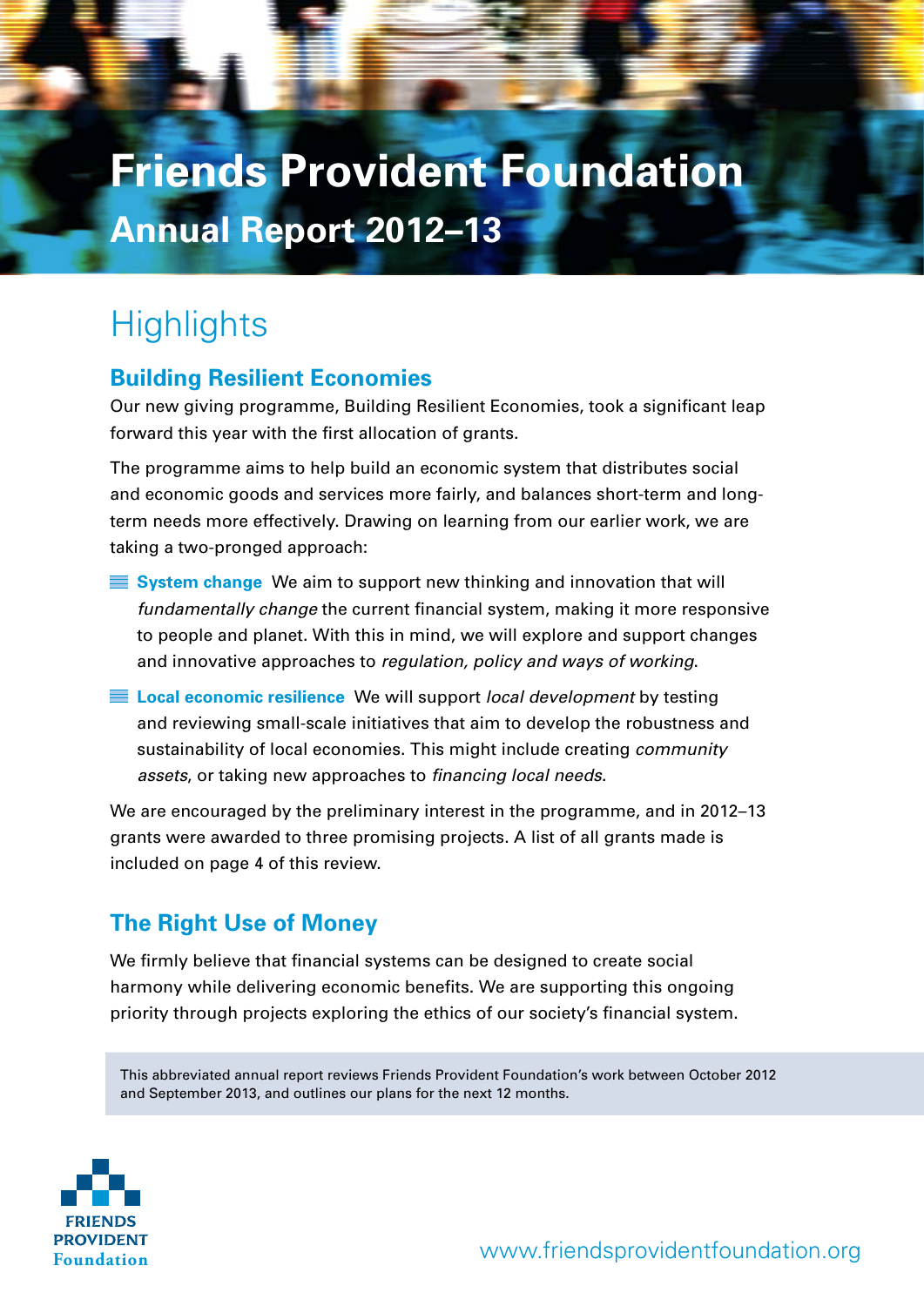# Friends Provident Foundation

## Annual Report 2012–13

## Highlights

### Building Resilient Economies

Our new giving programme, Building Resilient Economies, took a significant leap forward this year with the first allocation of grants.

The programme aims to help build an economic system that distributes social and economic goods and services more fairly, and balances short-term and long-term needs more effectively. Drawing on learning from our earlier work, we are taking a two-pronged approach:

- **System change** We aim to support new thinking and innovation that will *fundamentally change* the current financial system, making it more responsive to people and planet. With this in mind, we will explore and support changes and innovative approaches to *regulation, policy and ways of working*.
- **Local economic resilience** We will support *local development* by testing and reviewing small-scale initiatives that aim to develop the robustness and sustainability of local economies. This might include creating *community assets*, or taking new approaches to *financing local needs*.

We are encouraged by the preliminary interest in the programme, and in 2012–13 grants were awarded to three promising projects. A list of all grants made is included on page 4 of this review.

### The Right Use of Money

We firmly believe that financial systems can be designed to create social harmony while delivering economic benefits. We are supporting this ongoing priority through projects exploring the ethics of our society's financial system.

This abbreviated annual report reviews Friends Provident Foundation's work between October 2012 and September 2013, and outlines our plans for the next 12 months.

FRIENDS PROVIDENT Foundation

www.friendsprovidentfoundation.org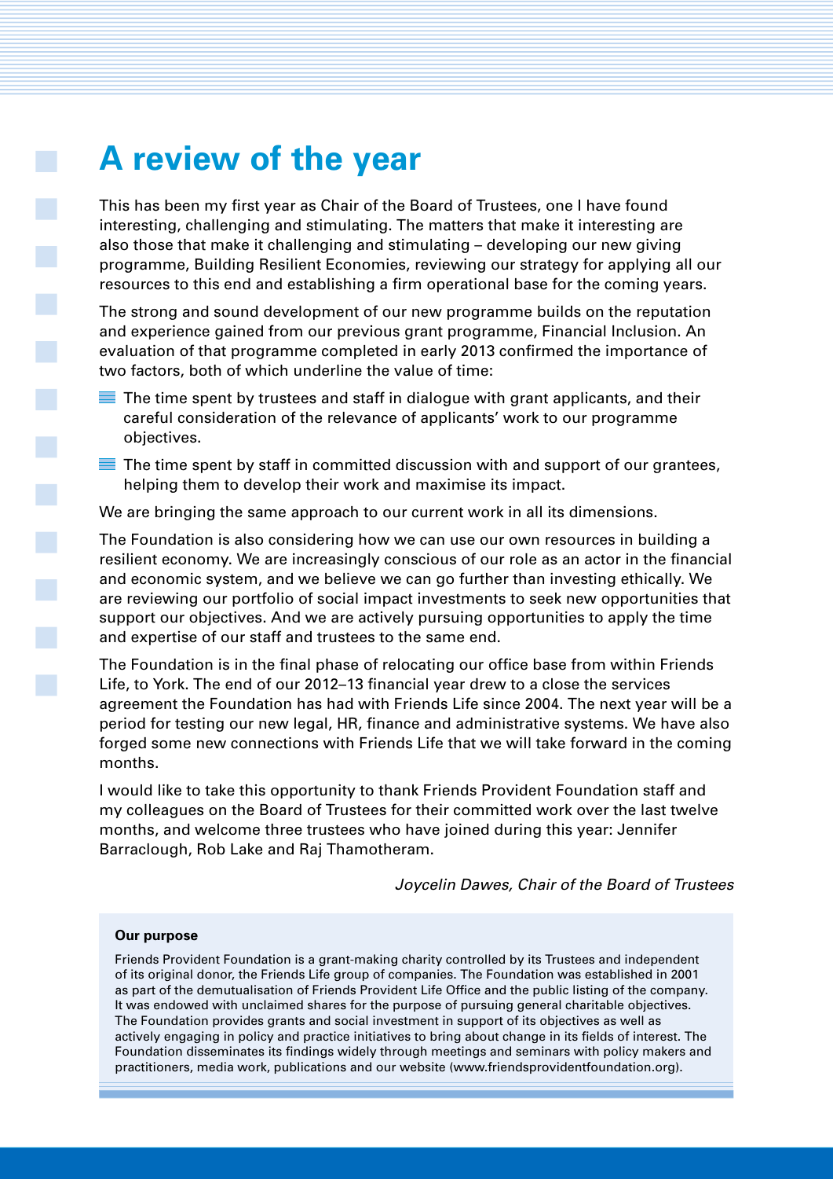# A review of the year

This has been my first year as Chair of the Board of Trustees, one I have found interesting, challenging and stimulating. The matters that make it interesting are also those that make it challenging and stimulating – developing our new giving programme, Building Resilient Economies, reviewing our strategy for applying all our resources to this end and establishing a firm operational base for the coming years.

The strong and sound development of our new programme builds on the reputation and experience gained from our previous grant programme, Financial Inclusion. An evaluation of that programme completed in early 2013 confirmed the importance of two factors, both of which underline the value of time:

- The time spent by trustees and staff in dialogue with grant applicants, and their careful consideration of the relevance of applicants' work to our programme objectives.
- The time spent by staff in committed discussion with and support of our grantees, helping them to develop their work and maximise its impact.

We are bringing the same approach to our current work in all its dimensions.

The Foundation is also considering how we can use our own resources in building a resilient economy. We are increasingly conscious of our role as an actor in the financial and economic system, and we believe we can go further than investing ethically. We are reviewing our portfolio of social impact investments to seek new opportunities that support our objectives. And we are actively pursuing opportunities to apply the time and expertise of our staff and trustees to the same end.

The Foundation is in the final phase of relocating our office base from within Friends Life, to York. The end of our 2012–13 financial year drew to a close the services agreement the Foundation has had with Friends Life since 2004. The next year will be a period for testing our new legal, HR, finance and administrative systems. We have also forged some new connections with Friends Life that we will take forward in the coming months.

I would like to take this opportunity to thank Friends Provident Foundation staff and my colleagues on the Board of Trustees for their committed work over the last twelve months, and welcome three trustees who have joined during this year: Jennifer Barraclough, Rob Lake and Raj Thamotheram.

*Joycelin Dawes, Chair of the Board of Trustees*

**Our purpose**

Friends Provident Foundation is a grant-making charity controlled by its Trustees and independent of its original donor, the Friends Life group of companies. The Foundation was established in 2001 as part of the demutualisation of Friends Provident Life Office and the public listing of the company. It was endowed with unclaimed shares for the purpose of pursuing general charitable objectives. The Foundation provides grants and social investment in support of its objectives as well as actively engaging in policy and practice initiatives to bring about change in its fields of interest. The Foundation disseminates its findings widely through meetings and seminars with policy makers and practitioners, media work, publications and our website (www.friendsprovidentfoundation.org).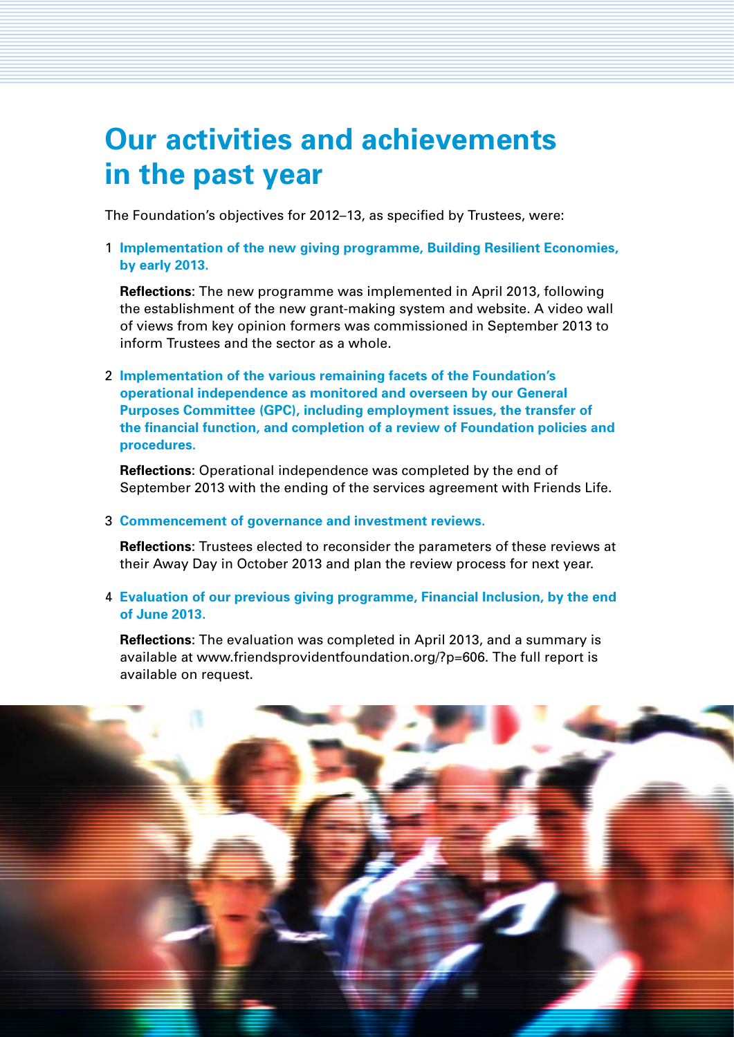# Our activities and achievements in the past year

The Foundation's objectives for 2012–13, as specified by Trustees, were:

1. **Implementation of the new giving programme, Building Resilient Economies, by early 2013.**

   **Reflections**: The new programme was implemented in April 2013, following the establishment of the new grant-making system and website. A video wall of views from key opinion formers was commissioned in September 2013 to inform Trustees and the sector as a whole.

2. **Implementation of the various remaining facets of the Foundation's operational independence as monitored and overseen by our General Purposes Committee (GPC), including employment issues, the transfer of the financial function, and completion of a review of Foundation policies and procedures.**

   **Reflections**: Operational independence was completed by the end of September 2013 with the ending of the services agreement with Friends Life.

3. **Commencement of governance and investment reviews.**

   **Reflections**: Trustees elected to reconsider the parameters of these reviews at their Away Day in October 2013 and plan the review process for next year.

4. **Evaluation of our previous giving programme, Financial Inclusion, by the end of June 2013.**

   **Reflections**: The evaluation was completed in April 2013, and a summary is available at www.friendsprovidentfoundation.org/?p=606. The full report is available on request.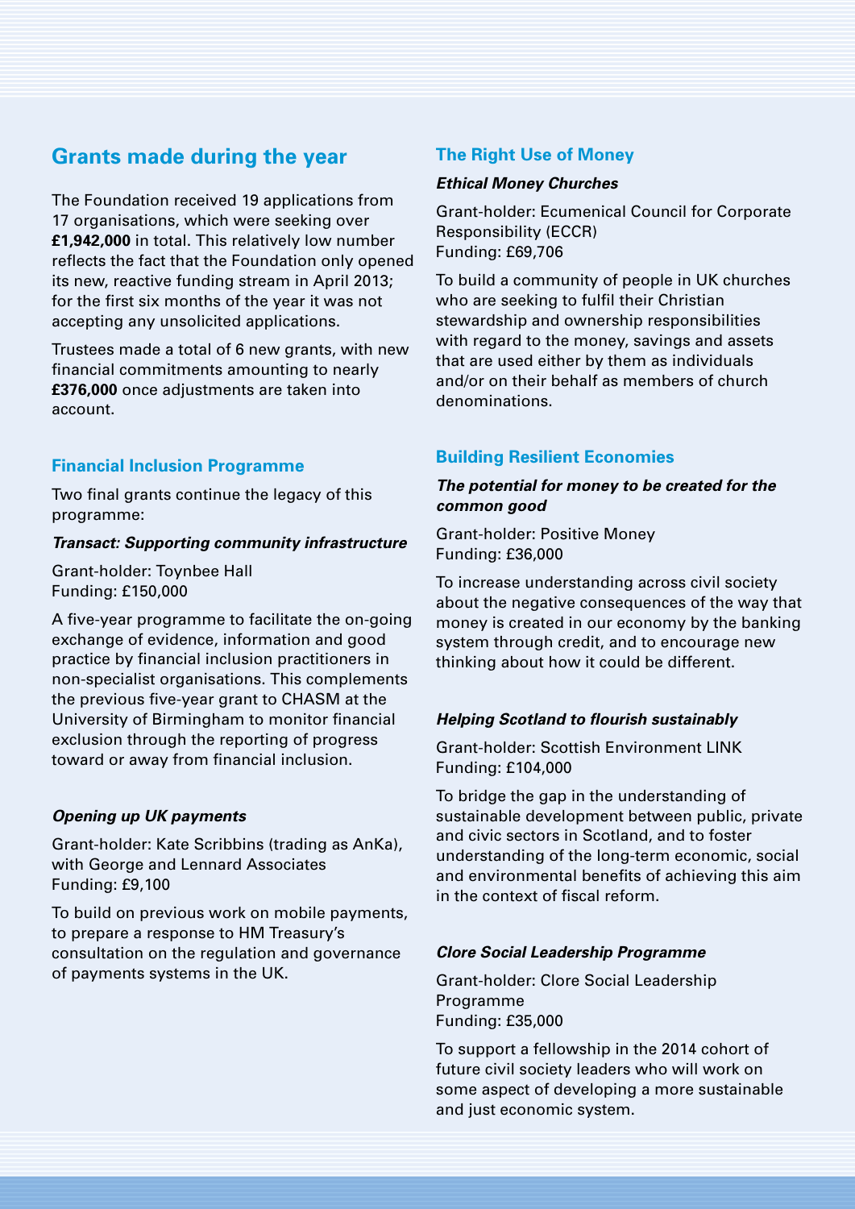## Grants made during the year

The Foundation received 19 applications from 17 organisations, which were seeking over **£1,942,000** in total. This relatively low number reflects the fact that the Foundation only opened its new, reactive funding stream in April 2013; for the first six months of the year it was not accepting any unsolicited applications.

Trustees made a total of 6 new grants, with new financial commitments amounting to nearly **£376,000** once adjustments are taken into account.

### Financial Inclusion Programme

Two final grants continue the legacy of this programme:

***Transact: Supporting community infrastructure***

Grant-holder: Toynbee Hall
Funding: £150,000

A five-year programme to facilitate the on-going exchange of evidence, information and good practice by financial inclusion practitioners in non-specialist organisations. This complements the previous five-year grant to CHASM at the University of Birmingham to monitor financial exclusion through the reporting of progress toward or away from financial inclusion.

***Opening up UK payments***

Grant-holder: Kate Scribbins (trading as AnKa), with George and Lennard Associates
Funding: £9,100

To build on previous work on mobile payments, to prepare a response to HM Treasury's consultation on the regulation and governance of payments systems in the UK.

### The Right Use of Money

***Ethical Money Churches***

Grant-holder: Ecumenical Council for Corporate Responsibility (ECCR)
Funding: £69,706

To build a community of people in UK churches who are seeking to fulfil their Christian stewardship and ownership responsibilities with regard to the money, savings and assets that are used either by them as individuals and/or on their behalf as members of church denominations.

### Building Resilient Economies

***The potential for money to be created for the common good***

Grant-holder: Positive Money
Funding: £36,000

To increase understanding across civil society about the negative consequences of the way that money is created in our economy by the banking system through credit, and to encourage new thinking about how it could be different.

***Helping Scotland to flourish sustainably***

Grant-holder: Scottish Environment LINK
Funding: £104,000

To bridge the gap in the understanding of sustainable development between public, private and civic sectors in Scotland, and to foster understanding of the long-term economic, social and environmental benefits of achieving this aim in the context of fiscal reform.

***Clore Social Leadership Programme***

Grant-holder: Clore Social Leadership Programme
Funding: £35,000

To support a fellowship in the 2014 cohort of future civil society leaders who will work on some aspect of developing a more sustainable and just economic system.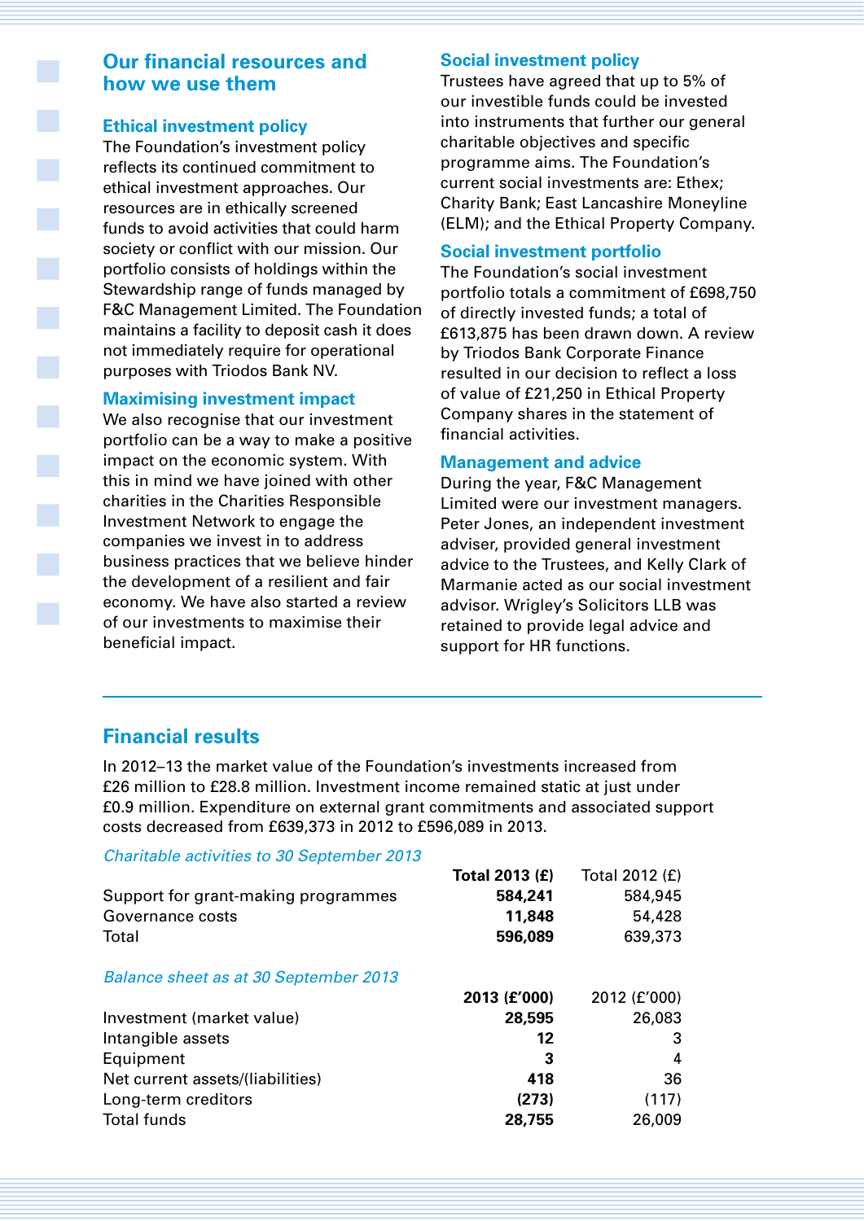## Our financial resources and how we use them

### Ethical investment policy

The Foundation's investment policy reflects its continued commitment to ethical investment approaches. Our resources are in ethically screened funds to avoid activities that could harm society or conflict with our mission. Our portfolio consists of holdings within the Stewardship range of funds managed by F&C Management Limited. The Foundation maintains a facility to deposit cash it does not immediately require for operational purposes with Triodos Bank NV.

### Maximising investment impact

We also recognise that our investment portfolio can be a way to make a positive impact on the economic system. With this in mind we have joined with other charities in the Charities Responsible Investment Network to engage the companies we invest in to address business practices that we believe hinder the development of a resilient and fair economy. We have also started a review of our investments to maximise their beneficial impact.

### Social investment policy

Trustees have agreed that up to 5% of our investible funds could be invested into instruments that further our general charitable objectives and specific programme aims. The Foundation's current social investments are: Ethex; Charity Bank; East Lancashire Moneyline (ELM); and the Ethical Property Company.

### Social investment portfolio

The Foundation's social investment portfolio totals a commitment of £698,750 of directly invested funds; a total of £613,875 has been drawn down. A review by Triodos Bank Corporate Finance resulted in our decision to reflect a loss of value of £21,250 in Ethical Property Company shares in the statement of financial activities.

### Management and advice

During the year, F&C Management Limited were our investment managers. Peter Jones, an independent investment adviser, provided general investment advice to the Trustees, and Kelly Clark of Marmanie acted as our social investment advisor. Wrigley's Solicitors LLB was retained to provide legal advice and support for HR functions.

## Financial results

In 2012–13 the market value of the Foundation's investments increased from £26 million to £28.8 million. Investment income remained static at just under £0.9 million. Expenditure on external grant commitments and associated support costs decreased from £639,373 in 2012 to £596,089 in 2013.

*Charitable activities to 30 September 2013*

| | **Total 2013 (£)** | Total 2012 (£) |
|---|---|---|
| Support for grant-making programmes | **584,241** | 584,945 |
| Governance costs | **11,848** | 54,428 |
| Total | **596,089** | 639,373 |

*Balance sheet as at 30 September 2013*

| | **2013 (£'000)** | 2012 (£'000) |
|---|---|---|
| Investment (market value) | **28,595** | 26,083 |
| Intangible assets | **12** | 3 |
| Equipment | **3** | 4 |
| Net current assets/(liabilities) | **418** | 36 |
| Long-term creditors | **(273)** | (117) |
| Total funds | **28,755** | 26,009 |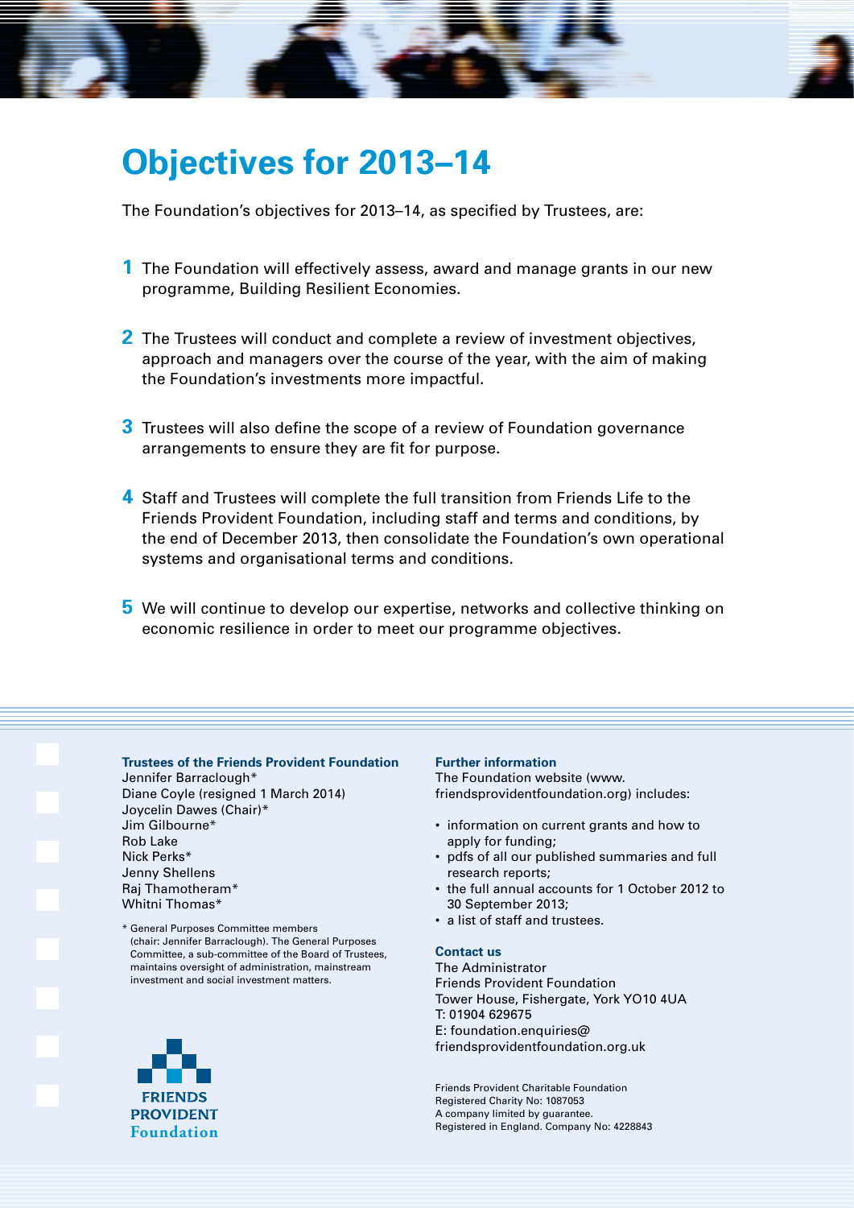# Objectives for 2013–14

The Foundation's objectives for 2013–14, as specified by Trustees, are:

1. The Foundation will effectively assess, award and manage grants in our new programme, Building Resilient Economies.

2. The Trustees will conduct and complete a review of investment objectives, approach and managers over the course of the year, with the aim of making the Foundation's investments more impactful.

3. Trustees will also define the scope of a review of Foundation governance arrangements to ensure they are fit for purpose.

4. Staff and Trustees will complete the full transition from Friends Life to the Friends Provident Foundation, including staff and terms and conditions, by the end of December 2013, then consolidate the Foundation's own operational systems and organisational terms and conditions.

5. We will continue to develop our expertise, networks and collective thinking on economic resilience in order to meet our programme objectives.

### Trustees of the Friends Provident Foundation

Jennifer Barraclough*
Diane Coyle (resigned 1 March 2014)
Joycelin Dawes (Chair)*
Jim Gilbourne*
Rob Lake
Nick Perks*
Jenny Shellens
Raj Thamotheram*
Whitni Thomas*

\* General Purposes Committee members (chair: Jennifer Barraclough). The General Purposes Committee, a sub-committee of the Board of Trustees, maintains oversight of administration, mainstream investment and social investment matters.

FRIENDS PROVIDENT Foundation

### Further information

The Foundation website (www.friendsprovidentfoundation.org) includes:

- information on current grants and how to apply for funding;
- pdfs of all our published summaries and full research reports;
- the full annual accounts for 1 October 2012 to 30 September 2013;
- a list of staff and trustees.

### Contact us

The Administrator
Friends Provident Foundation
Tower House, Fishergate, York YO10 4UA
T: 01904 629675
E: foundation.enquiries@friendsprovidentfoundation.org.uk

Friends Provident Charitable Foundation
Registered Charity No: 1087053
A company limited by guarantee.
Registered in England. Company No: 4228843